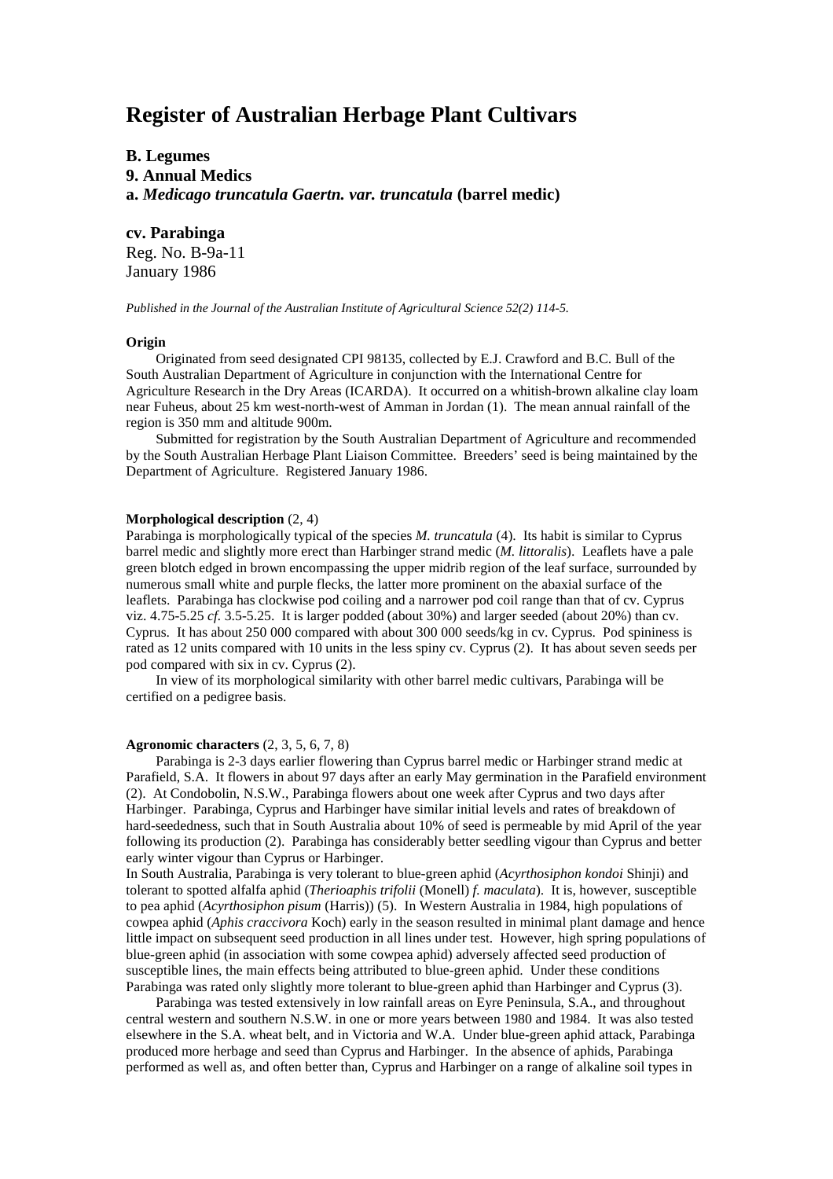# Register of Australian Herbage Plant Cultivars

## B. Legumes

## 9. Annual Medics

## a. *Medicago truncatula Gaertn. var. truncatula* (barrel medic)

## cv. Parabinga

Reg. No. B-9a-11

January 1986

*Published in the Journal of the Australian Institute of Agricultural Science 52(2) 114-5.*

### Origin

Originated from seed designated CPI 98135, collected by E.J. Crawford and B.C. Bull of the South Australian Department of Agriculture in conjunction with the International Centre for Agriculture Research in the Dry Areas (ICARDA). It occurred on a whitish-brown alkaline clay loam near Fuheus, about 25 km west-north-west of Amman in Jordan (1). The mean annual rainfall of the region is 350 mm and altitude 900m.

Submitted for registration by the South Australian Department of Agriculture and recommended by the South Australian Herbage Plant Liaison Committee. Breeders' seed is being maintained by the Department of Agriculture. Registered January 1986.

### Morphological description (2, 4)

Parabinga is morphologically typical of the species *M. truncatula* (4). Its habit is similar to Cyprus barrel medic and slightly more erect than Harbinger strand medic (*M. littoralis*). Leaflets have a pale green blotch edged in brown encompassing the upper midrib region of the leaf surface, surrounded by numerous small white and purple flecks, the latter more prominent on the abaxial surface of the leaflets. Parabinga has clockwise pod coiling and a narrower pod coil range than that of cv. Cyprus viz. 4.75-5.25 *cf.* 3.5-5.25. It is larger podded (about 30%) and larger seeded (about 20%) than cv. Cyprus. It has about 250 000 compared with about 300 000 seeds/kg in cv. Cyprus. Pod spininess is rated as 12 units compared with 10 units in the less spiny cv. Cyprus (2). It has about seven seeds per pod compared with six in cv. Cyprus (2).

In view of its morphological similarity with other barrel medic cultivars, Parabinga will be certified on a pedigree basis.

### Agronomic characters (2, 3, 5, 6, 7, 8)

Parabinga is 2-3 days earlier flowering than Cyprus barrel medic or Harbinger strand medic at Parafield, S.A. It flowers in about 97 days after an early May germination in the Parafield environment (2). At Condobolin, N.S.W., Parabinga flowers about one week after Cyprus and two days after Harbinger. Parabinga, Cyprus and Harbinger have similar initial levels and rates of breakdown of hard-seededness, such that in South Australia about 10% of seed is permeable by mid April of the year following its production (2). Parabinga has considerably better seedling vigour than Cyprus and better early winter vigour than Cyprus or Harbinger.

In South Australia, Parabinga is very tolerant to blue-green aphid (*Acyrthosiphon kondoi* Shinji) and tolerant to spotted alfalfa aphid (*Therioaphis trifolii* (Monell) *f. maculata*). It is, however, susceptible to pea aphid (*Acyrthosiphon pisum* (Harris)) (5). In Western Australia in 1984, high populations of cowpea aphid (*Aphis craccivora* Koch) early in the season resulted in minimal plant damage and hence little impact on subsequent seed production in all lines under test. However, high spring populations of blue-green aphid (in association with some cowpea aphid) adversely affected seed production of susceptible lines, the main effects being attributed to blue-green aphid. Under these conditions Parabinga was rated only slightly more tolerant to blue-green aphid than Harbinger and Cyprus (3).

Parabinga was tested extensively in low rainfall areas on Eyre Peninsula, S.A., and throughout central western and southern N.S.W. in one or more years between 1980 and 1984. It was also tested elsewhere in the S.A. wheat belt, and in Victoria and W.A. Under blue-green aphid attack, Parabinga produced more herbage and seed than Cyprus and Harbinger. In the absence of aphids, Parabinga performed as well as, and often better than, Cyprus and Harbinger on a range of alkaline soil types in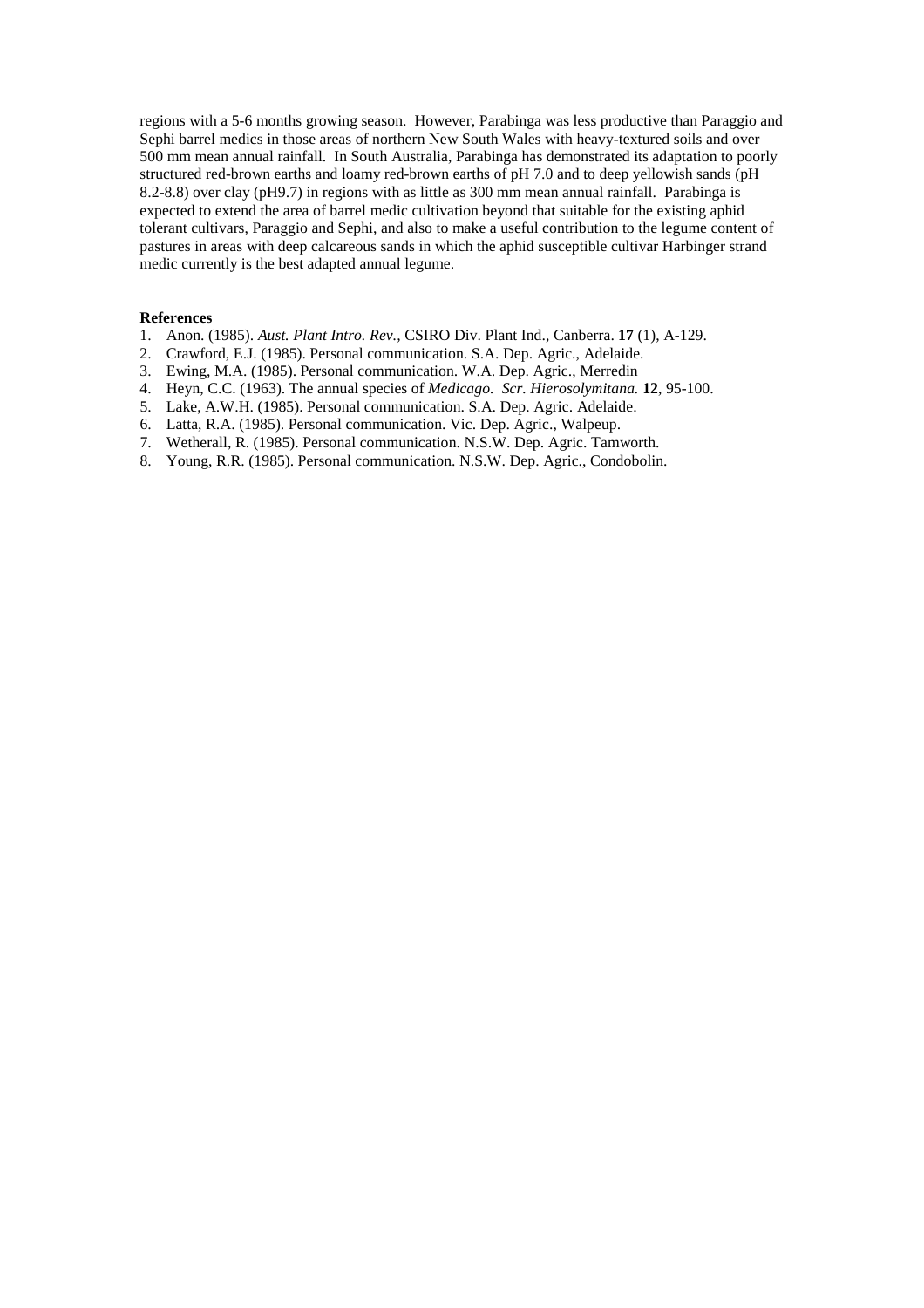regions with a 5-6 months growing season. However, Parabinga was less productive than Paraggio and Sephi barrel medics in those areas of northern New South Wales with heavy-textured soils and over 500 mm mean annual rainfall. In South Australia, Parabinga has demonstrated its adaptation to poorly structured red-brown earths and loamy red-brown earths of pH 7.0 and to deep yellowish sands (pH 8.2-8.8) over clay (pH9.7) in regions with as little as 300 mm mean annual rainfall. Parabinga is expected to extend the area of barrel medic cultivation beyond that suitable for the existing aphid tolerant cultivars, Paraggio and Sephi, and also to make a useful contribution to the legume content of pastures in areas with deep calcareous sands in which the aphid susceptible cultivar Harbinger strand medic currently is the best adapted annual legume.

**References**

1. Anon. (1985). *Aust. Plant Intro. Rev.*, CSIRO Div. Plant Ind., Canberra. **17** (1), A-129.
2. Crawford, E.J. (1985). Personal communication. S.A. Dep. Agric., Adelaide.
3. Ewing, M.A. (1985). Personal communication. W.A. Dep. Agric., Merredin
4. Heyn, C.C. (1963). The annual species of *Medicago. Scr. Hierosolymitana.* **12**, 95-100.
5. Lake, A.W.H. (1985). Personal communication. S.A. Dep. Agric. Adelaide.
6. Latta, R.A. (1985). Personal communication. Vic. Dep. Agric., Walpeup.
7. Wetherall, R. (1985). Personal communication. N.S.W. Dep. Agric. Tamworth.
8. Young, R.R. (1985). Personal communication. N.S.W. Dep. Agric., Condobolin.